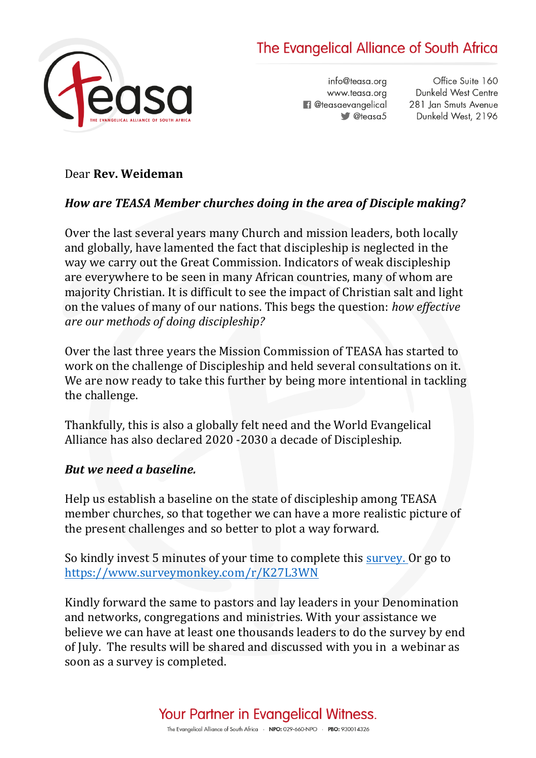The Evangelical Alliance of South Africa

info@teasa.org
www.teasa.org
@teasaevangelical
@teasa5

Office Suite 160
Dunkeld West Centre
281 Jan Smuts Avenue
Dunkeld West, 2196

Dear **Rev. Weideman**

***How are TEASA Member churches doing in the area of Disciple making?***

Over the last several years many Church and mission leaders, both locally and globally, have lamented the fact that discipleship is neglected in the way we carry out the Great Commission. Indicators of weak discipleship are everywhere to be seen in many African countries, many of whom are majority Christian. It is difficult to see the impact of Christian salt and light on the values of many of our nations. This begs the question: *how effective are our methods of doing discipleship?*

Over the last three years the Mission Commission of TEASA has started to work on the challenge of Discipleship and held several consultations on it. We are now ready to take this further by being more intentional in tackling the challenge.

Thankfully, this is also a globally felt need and the World Evangelical Alliance has also declared 2020 -2030 a decade of Discipleship.

***But we need a baseline.***

Help us establish a baseline on the state of discipleship among TEASA member churches, so that together we can have a more realistic picture of the present challenges and so better to plot a way forward.

So kindly invest 5 minutes of your time to complete this [survey.](https://www.surveymonkey.com/r/K27L3WN) Or go to https://www.surveymonkey.com/r/K27L3WN

Kindly forward the same to pastors and lay leaders in your Denomination and networks, congregations and ministries. With your assistance we believe we can have at least one thousands leaders to do the survey by end of July. The results will be shared and discussed with you in a webinar as soon as a survey is completed.

Your Partner in Evangelical Witness.

The Evangelical Alliance of South Africa · **NPO:** 029-660-NPO · **PBO:** 930014326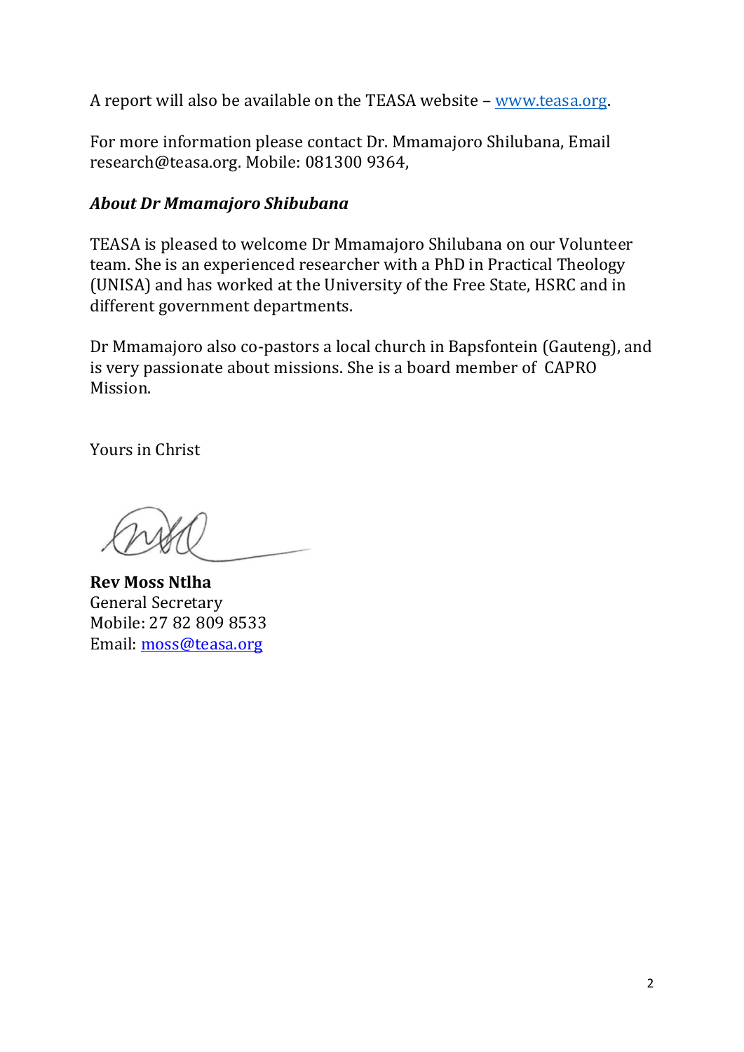A report will also be available on the TEASA website – www.teasa.org.

For more information please contact Dr. Mmamajoro Shilubana, Email research@teasa.org. Mobile: 081300 9364,

### *About Dr Mmamajoro Shibubana*

TEASA is pleased to welcome Dr Mmamajoro Shilubana on our Volunteer team. She is an experienced researcher with a PhD in Practical Theology (UNISA) and has worked at the University of the Free State, HSRC and in different government departments.

Dr Mmamajoro also co-pastors a local church in Bapsfontein (Gauteng), and is very passionate about missions. She is a board member of CAPRO Mission.

Yours in Christ

**Rev Moss Ntlha**
General Secretary
Mobile: 27 82 809 8533
Email: moss@teasa.org